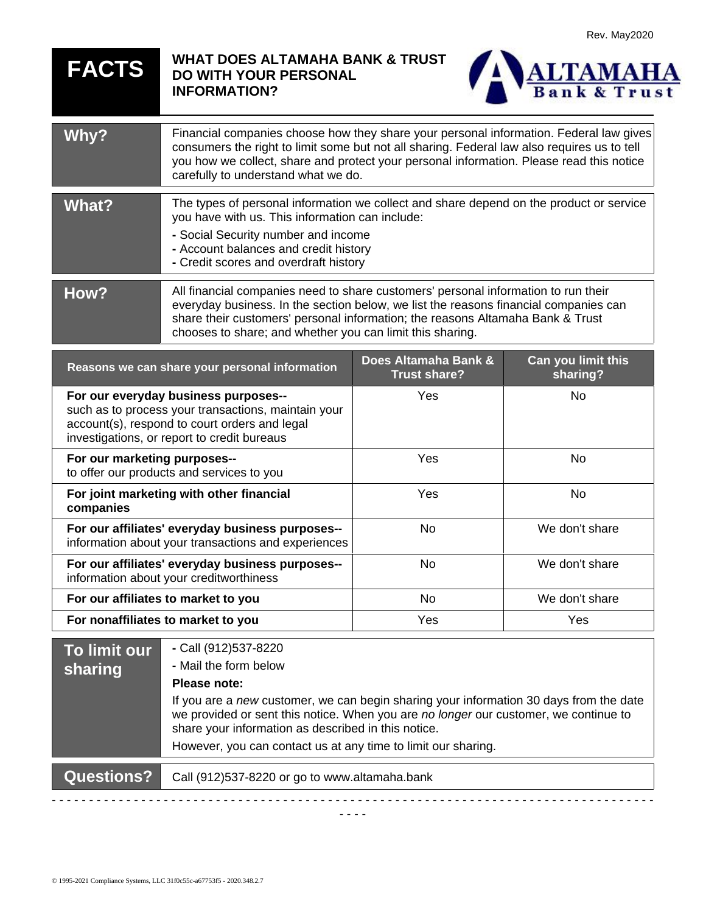Rev. May2020

# FACTS

## WHAT DOES ALTAMAHA BANK & TRUST DO WITH YOUR PERSONAL INFORMATION?

ALTAMAHA Bank & Trust

| | |
|---|---|
| **Why?** | Financial companies choose how they share your personal information. Federal law gives consumers the right to limit some but not all sharing. Federal law also requires us to tell you how we collect, share and protect your personal information. Please read this notice carefully to understand what we do. |
| **What?** | The types of personal information we collect and share depend on the product or service you have with us. This information can include:<br>- Social Security number and income<br>- Account balances and credit history<br>- Credit scores and overdraft history |
| **How?** | All financial companies need to share customers' personal information to run their everyday business. In the section below, we list the reasons financial companies can share their customers' personal information; the reasons Altamaha Bank & Trust chooses to share; and whether you can limit this sharing. |

| Reasons we can share your personal information | Does Altamaha Bank & Trust share? | Can you limit this sharing? |
|---|---|---|
| **For our everyday business purposes--** such as to process your transactions, maintain your account(s), respond to court orders and legal investigations, or report to credit bureaus | Yes | No |
| **For our marketing purposes--** to offer our products and services to you | Yes | No |
| **For joint marketing with other financial companies** | Yes | No |
| **For our affiliates' everyday business purposes--** information about your transactions and experiences | No | We don't share |
| **For our affiliates' everyday business purposes--** information about your creditworthiness | No | We don't share |
| **For our affiliates to market to you** | No | We don't share |
| **For nonaffiliates to market to you** | Yes | Yes |

| | |
|---|---|
| **To limit our sharing** | - Call (912)537-8220<br>- Mail the form below<br>**Please note:**<br>If you are a *new* customer, we can begin sharing your information 30 days from the date we provided or sent this notice. When you are *no longer* our customer, we continue to share your information as described in this notice.<br>However, you can contact us at any time to limit our sharing. |
| **Questions?** | Call (912)537-8220 or go to www.altamaha.bank |

- - - -

© 1995-2021 Compliance Systems, LLC 31f0c55c-a67753f5 - 2020.348.2.7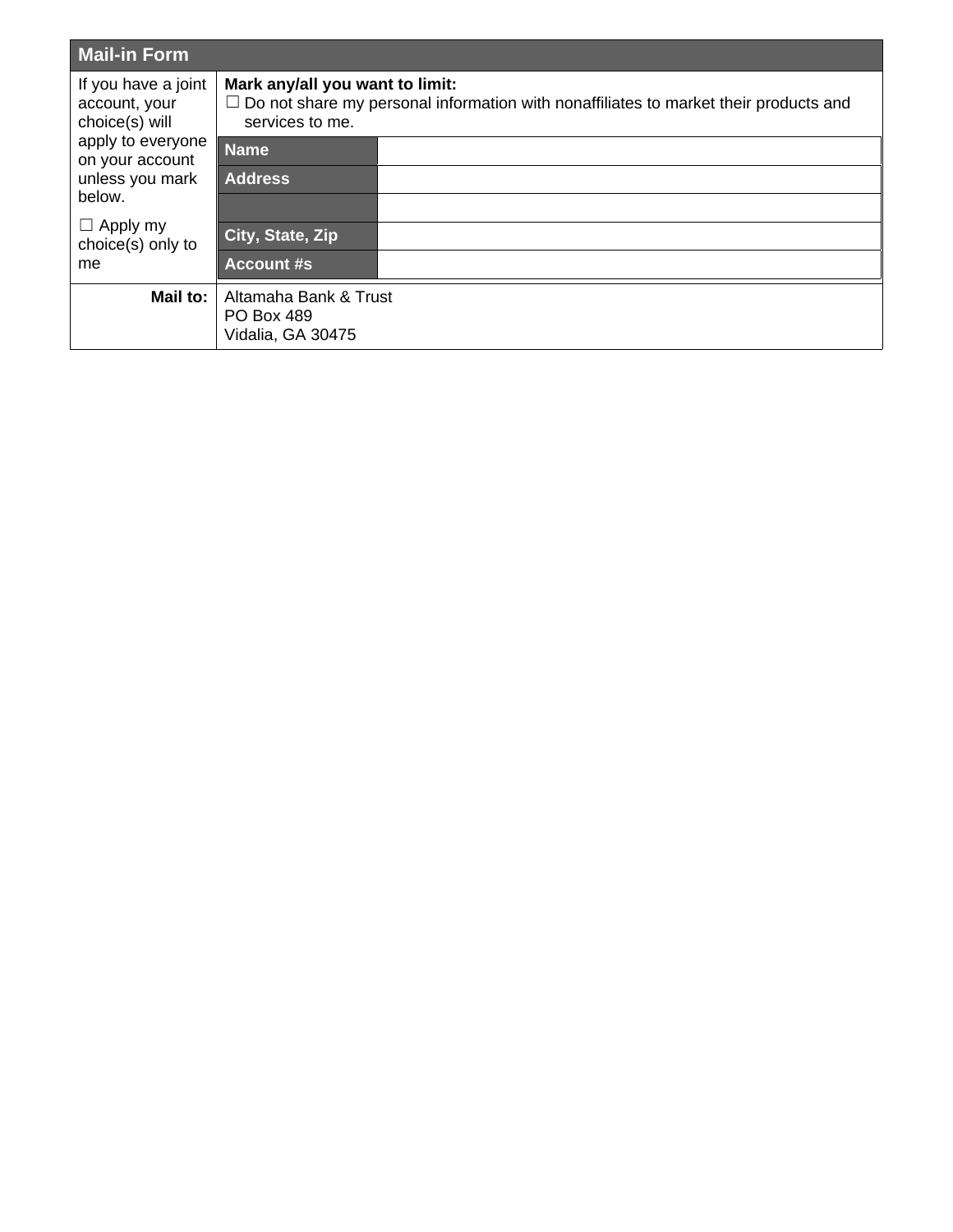| Mail-in Form | | |
|---|---|---|
| If you have a joint account, your choice(s) will apply to everyone on your account unless you mark below.<br><br>☐ Apply my choice(s) only to me | **Mark any/all you want to limit:**<br>☐ Do not share my personal information with nonaffiliates to market their products and services to me. | |
| | **Name** | |
| | **Address** | |
| | | |
| | **City, State, Zip** | |
| | **Account #s** | |
| **Mail to:** | Altamaha Bank & Trust<br>PO Box 489<br>Vidalia, GA 30475 | |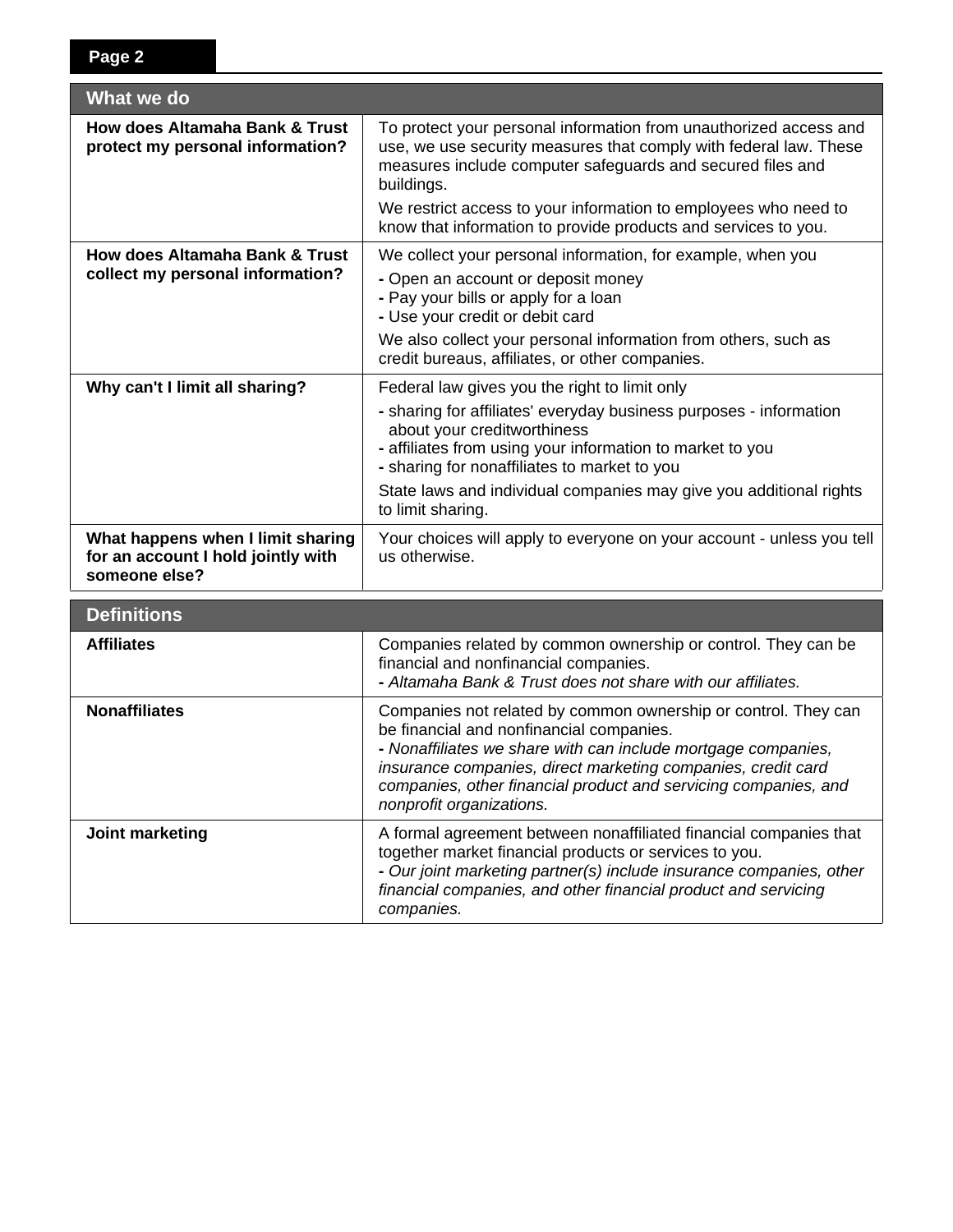| What we do | |
|---|---|
| **How does Altamaha Bank & Trust protect my personal information?** | To protect your personal information from unauthorized access and use, we use security measures that comply with federal law. These measures include computer safeguards and secured files and buildings.<br><br>We restrict access to your information to employees who need to know that information to provide products and services to you. |
| **How does Altamaha Bank & Trust collect my personal information?** | We collect your personal information, for example, when you<br><br>**-** Open an account or deposit money<br>**-** Pay your bills or apply for a loan<br>**-** Use your credit or debit card<br><br>We also collect your personal information from others, such as credit bureaus, affiliates, or other companies. |
| **Why can't I limit all sharing?** | Federal law gives you the right to limit only<br><br>**-** sharing for affiliates' everyday business purposes - information about your creditworthiness<br>**-** affiliates from using your information to market to you<br>**-** sharing for nonaffiliates to market to you<br><br>State laws and individual companies may give you additional rights to limit sharing. |
| **What happens when I limit sharing for an account I hold jointly with someone else?** | Your choices will apply to everyone on your account - unless you tell us otherwise. |

| Definitions | |
|---|---|
| **Affiliates** | Companies related by common ownership or control. They can be financial and nonfinancial companies.<br>**-** *Altamaha Bank & Trust does not share with our affiliates.* |
| **Nonaffiliates** | Companies not related by common ownership or control. They can be financial and nonfinancial companies.<br>**-** *Nonaffiliates we share with can include mortgage companies, insurance companies, direct marketing companies, credit card companies, other financial product and servicing companies, and nonprofit organizations.* |
| **Joint marketing** | A formal agreement between nonaffiliated financial companies that together market financial products or services to you.<br>**-** *Our joint marketing partner(s) include insurance companies, other financial companies, and other financial product and servicing companies.* |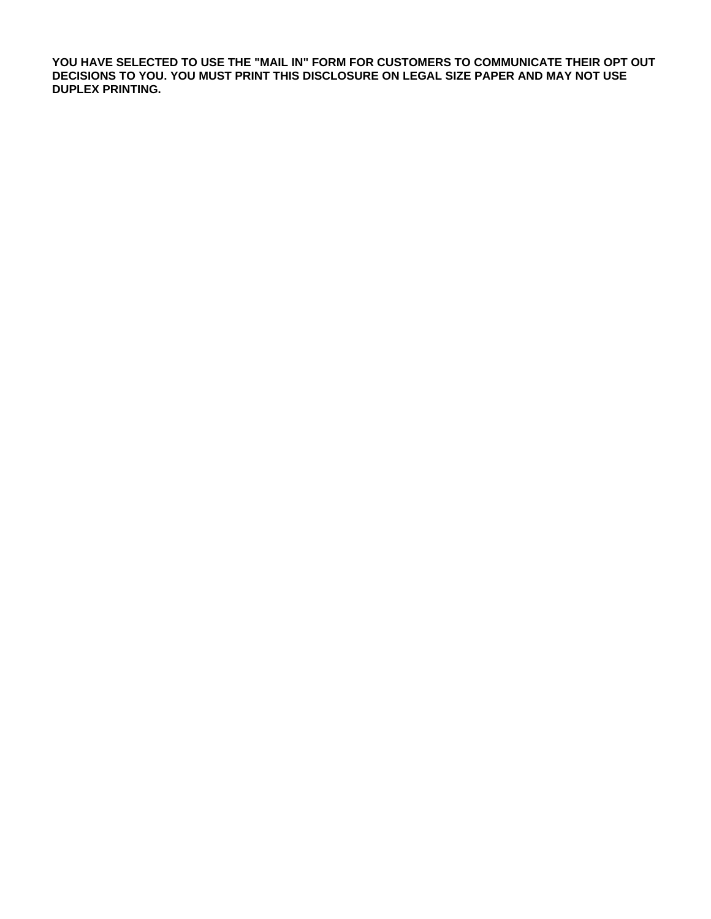**YOU HAVE SELECTED TO USE THE "MAIL IN" FORM FOR CUSTOMERS TO COMMUNICATE THEIR OPT OUT DECISIONS TO YOU. YOU MUST PRINT THIS DISCLOSURE ON LEGAL SIZE PAPER AND MAY NOT USE DUPLEX PRINTING.**